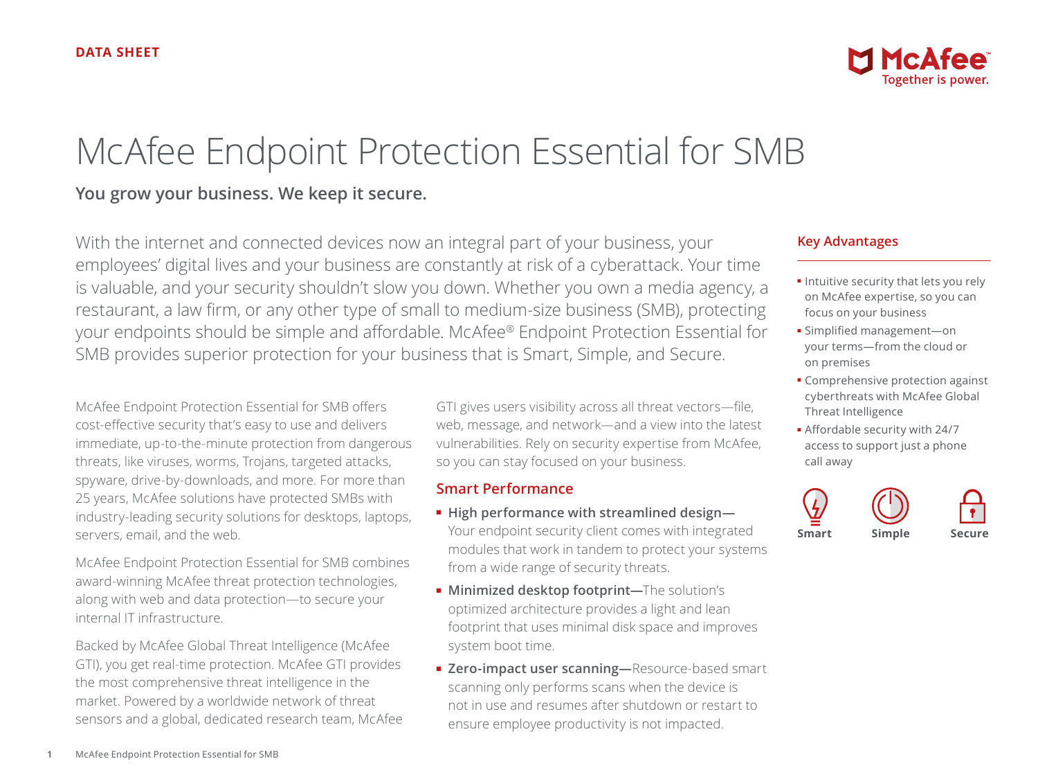DATA SHEET

McAfee Together is power.

# McAfee Endpoint Protection Essential for SMB

**You grow your business. We keep it secure.**

With the internet and connected devices now an integral part of your business, your employees' digital lives and your business are constantly at risk of a cyberattack. Your time is valuable, and your security shouldn't slow you down. Whether you own a media agency, a restaurant, a law firm, or any other type of small to medium-size business (SMB), protecting your endpoints should be simple and affordable. McAfee® Endpoint Protection Essential for SMB provides superior protection for your business that is Smart, Simple, and Secure.

McAfee Endpoint Protection Essential for SMB offers cost-effective security that's easy to use and delivers immediate, up-to-the-minute protection from dangerous threats, like viruses, worms, Trojans, targeted attacks, spyware, drive-by-downloads, and more. For more than 25 years, McAfee solutions have protected SMBs with industry-leading security solutions for desktops, laptops, servers, email, and the web.

McAfee Endpoint Protection Essential for SMB combines award-winning McAfee threat protection technologies, along with web and data protection—to secure your internal IT infrastructure.

Backed by McAfee Global Threat Intelligence (McAfee GTI), you get real-time protection. McAfee GTI provides the most comprehensive threat intelligence in the market. Powered by a worldwide network of threat sensors and a global, dedicated research team, McAfee GTI gives users visibility across all threat vectors—file, web, message, and network—and a view into the latest vulnerabilities. Rely on security expertise from McAfee, so you can stay focused on your business.

## Smart Performance

- **High performance with streamlined design—** Your endpoint security client comes with integrated modules that work in tandem to protect your systems from a wide range of security threats.
- **Minimized desktop footprint—**The solution's optimized architecture provides a light and lean footprint that uses minimal disk space and improves system boot time.
- **Zero-impact user scanning—**Resource-based smart scanning only performs scans when the device is not in use and resumes after shutdown or restart to ensure employee productivity is not impacted.

## Key Advantages

- Intuitive security that lets you rely on McAfee expertise, so you can focus on your business
- Simplified management—on your terms—from the cloud or on premises
- Comprehensive protection against cyberthreats with McAfee Global Threat Intelligence
- Affordable security with 24/7 access to support just a phone call away

Smart Simple Secure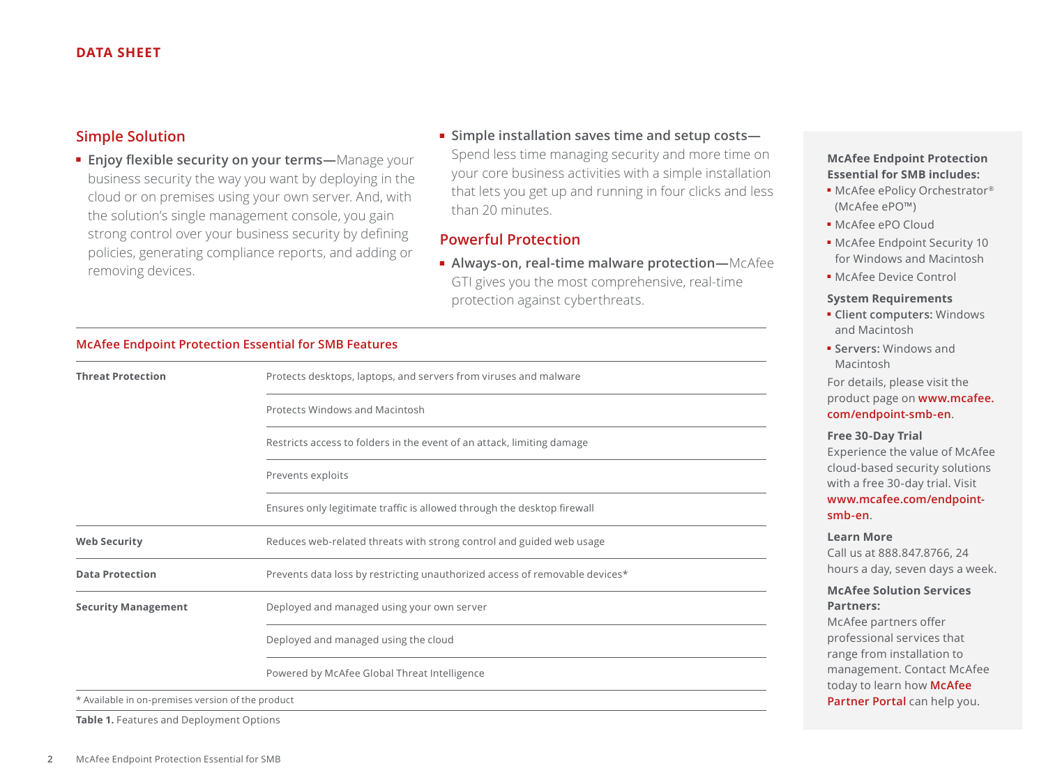DATA SHEET

## Simple Solution

- **Enjoy flexible security on your terms—**Manage your business security the way you want by deploying in the cloud or on premises using your own server. And, with the solution's single management console, you gain strong control over your business security by defining policies, generating compliance reports, and adding or removing devices.
- **Simple installation saves time and setup costs—** Spend less time managing security and more time on your core business activities with a simple installation that lets you get up and running in four clicks and less than 20 minutes.

## Powerful Protection

- **Always-on, real-time malware protection—**McAfee GTI gives you the most comprehensive, real-time protection against cyberthreats.

### McAfee Endpoint Protection Essential for SMB Features

| | |
|---|---|
| **Threat Protection** | Protects desktops, laptops, and servers from viruses and malware |
| | Protects Windows and Macintosh |
| | Restricts access to folders in the event of an attack, limiting damage |
| | Prevents exploits |
| | Ensures only legitimate traffic is allowed through the desktop firewall |
| **Web Security** | Reduces web-related threats with strong control and guided web usage |
| **Data Protection** | Prevents data loss by restricting unauthorized access of removable devices* |
| **Security Management** | Deployed and managed using your own server |
| | Deployed and managed using the cloud |
| | Powered by McAfee Global Threat Intelligence |

* Available in on-premises version of the product

**Table 1.** Features and Deployment Options

**McAfee Endpoint Protection Essential for SMB includes:**

- McAfee ePolicy Orchestrator® (McAfee ePO™)
- McAfee ePO Cloud
- McAfee Endpoint Security 10 for Windows and Macintosh
- McAfee Device Control

**System Requirements**

- **Client computers:** Windows and Macintosh
- **Servers:** Windows and Macintosh

For details, please visit the product page on **www.mcafee.com/endpoint-smb-en**.

**Free 30-Day Trial**

Experience the value of McAfee cloud-based security solutions with a free 30-day trial. Visit **www.mcafee.com/endpoint-smb-en**.

**Learn More**

Call us at 888.847.8766, 24 hours a day, seven days a week.

**McAfee Solution Services Partners:**

McAfee partners offer professional services that range from installation to management. Contact McAfee today to learn how **McAfee Partner Portal** can help you.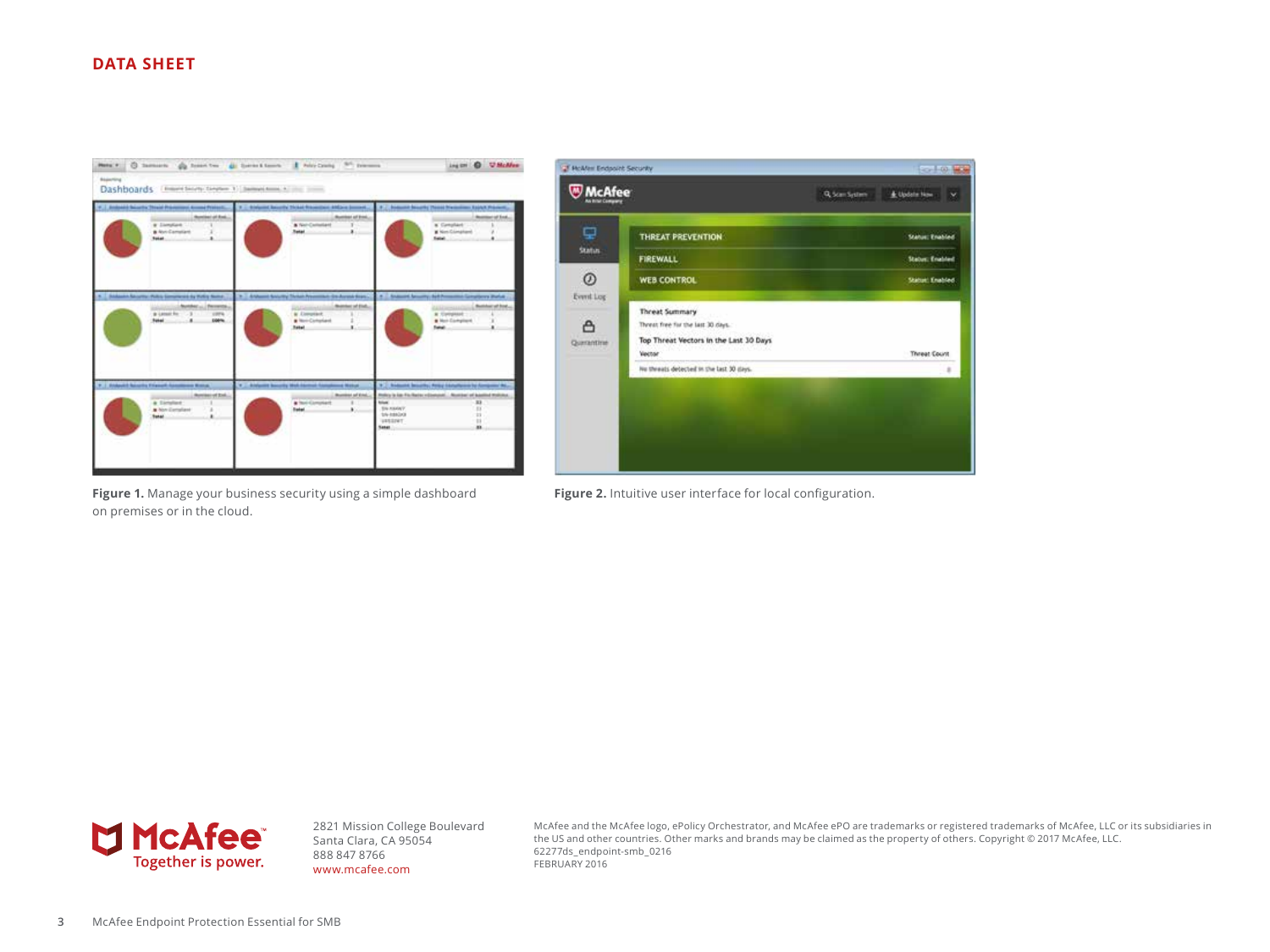Figure 1. Manage your business security using a simple dashboard on premises or in the cloud.

Figure 2. Intuitive user interface for local configuration.

McAfee
Together is power.

2821 Mission College Boulevard
Santa Clara, CA 95054
888 847 8766
www.mcafee.com

McAfee and the McAfee logo, ePolicy Orchestrator, and McAfee ePO are trademarks or registered trademarks of McAfee, LLC or its subsidiaries in the US and other countries. Other marks and brands may be claimed as the property of others. Copyright © 2017 McAfee, LLC.
62277ds_endpoint-smb_0216
FEBRUARY 2016